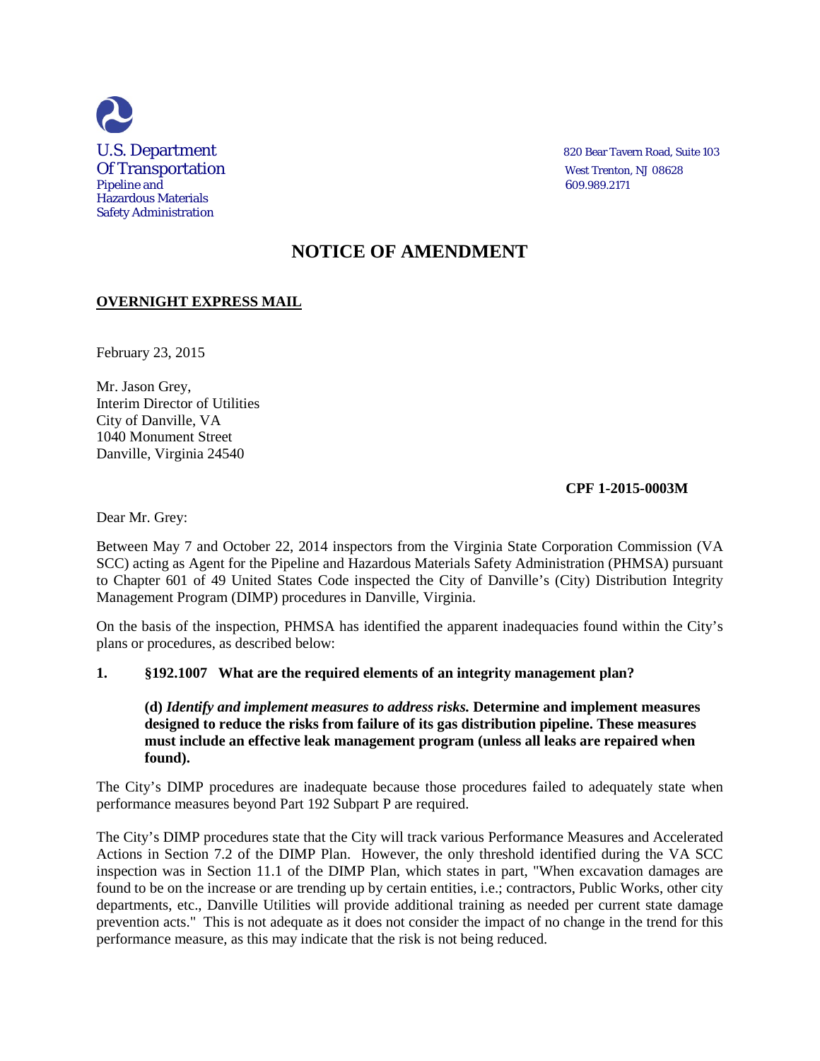U.S. Department
Of Transportation
Pipeline and
Hazardous Materials
Safety Administration

820 Bear Tavern Road, Suite 103
West Trenton, NJ 08628
609.989.2171

# NOTICE OF AMENDMENT

**OVERNIGHT EXPRESS MAIL**

February 23, 2015

Mr. Jason Grey,
Interim Director of Utilities
City of Danville, VA
1040 Monument Street
Danville, Virginia 24540

**CPF 1-2015-0003M**

Dear Mr. Grey:

Between May 7 and October 22, 2014 inspectors from the Virginia State Corporation Commission (VA SCC) acting as Agent for the Pipeline and Hazardous Materials Safety Administration (PHMSA) pursuant to Chapter 601 of 49 United States Code inspected the City of Danville's (City) Distribution Integrity Management Program (DIMP) procedures in Danville, Virginia.

On the basis of the inspection, PHMSA has identified the apparent inadequacies found within the City's plans or procedures, as described below:

**1. §192.1007 What are the required elements of an integrity management plan?**

> **(d)** ***Identify and implement measures to address risks.*** **Determine and implement measures designed to reduce the risks from failure of its gas distribution pipeline. These measures must include an effective leak management program (unless all leaks are repaired when found).**

The City's DIMP procedures are inadequate because those procedures failed to adequately state when performance measures beyond Part 192 Subpart P are required.

The City's DIMP procedures state that the City will track various Performance Measures and Accelerated Actions in Section 7.2 of the DIMP Plan. However, the only threshold identified during the VA SCC inspection was in Section 11.1 of the DIMP Plan, which states in part, "When excavation damages are found to be on the increase or are trending up by certain entities, i.e.; contractors, Public Works, other city departments, etc., Danville Utilities will provide additional training as needed per current state damage prevention acts." This is not adequate as it does not consider the impact of no change in the trend for this performance measure, as this may indicate that the risk is not being reduced.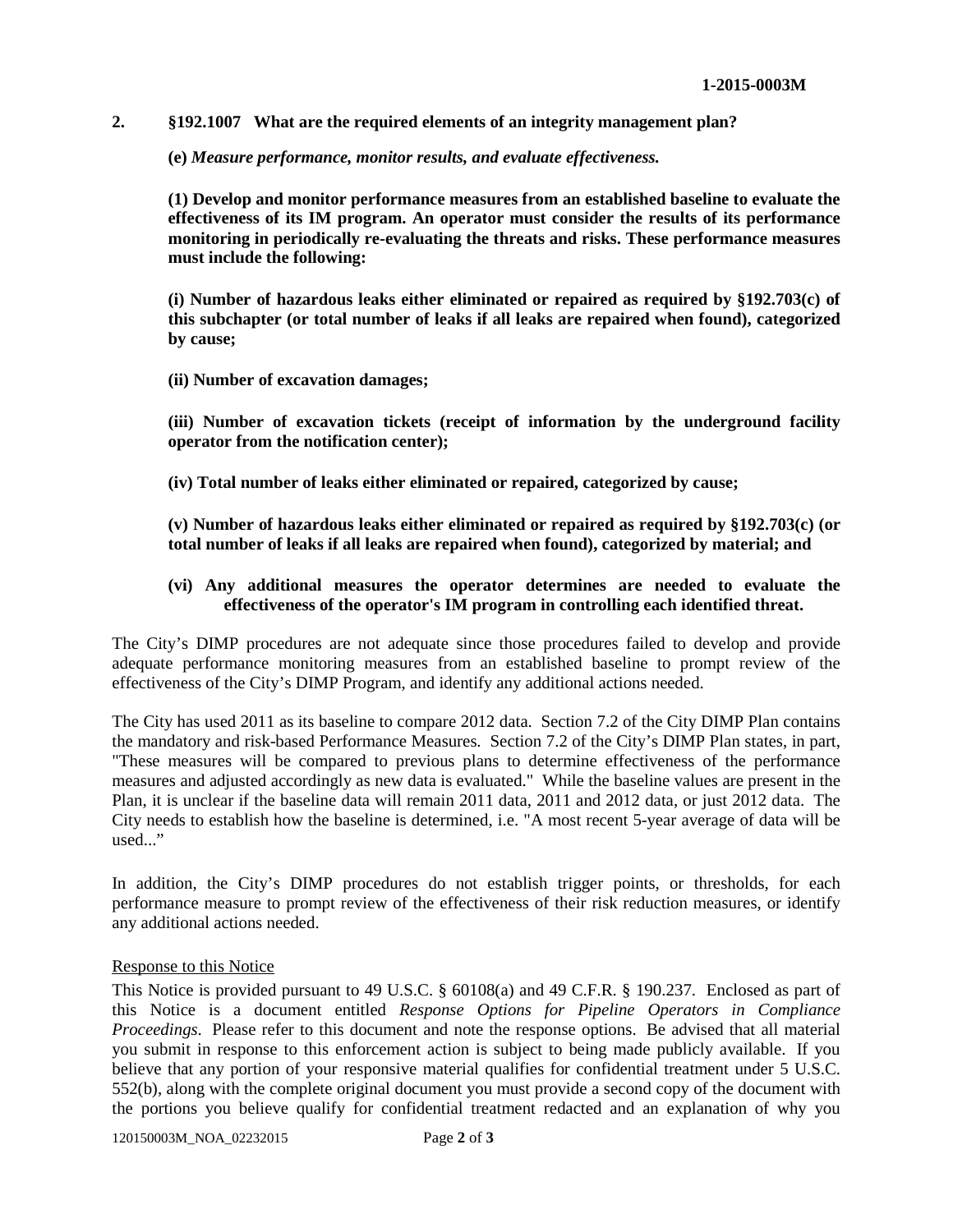**2. §192.1007 What are the required elements of an integrity management plan?**

**(e)** ***Measure performance, monitor results, and evaluate effectiveness.***

**(1) Develop and monitor performance measures from an established baseline to evaluate the effectiveness of its IM program. An operator must consider the results of its performance monitoring in periodically re-evaluating the threats and risks. These performance measures must include the following:**

**(i) Number of hazardous leaks either eliminated or repaired as required by §192.703(c) of this subchapter (or total number of leaks if all leaks are repaired when found), categorized by cause;**

**(ii) Number of excavation damages;**

**(iii) Number of excavation tickets (receipt of information by the underground facility operator from the notification center);**

**(iv) Total number of leaks either eliminated or repaired, categorized by cause;**

**(v) Number of hazardous leaks either eliminated or repaired as required by §192.703(c) (or total number of leaks if all leaks are repaired when found), categorized by material; and**

**(vi) Any additional measures the operator determines are needed to evaluate the effectiveness of the operator's IM program in controlling each identified threat.**

The City's DIMP procedures are not adequate since those procedures failed to develop and provide adequate performance monitoring measures from an established baseline to prompt review of the effectiveness of the City's DIMP Program, and identify any additional actions needed.

The City has used 2011 as its baseline to compare 2012 data. Section 7.2 of the City DIMP Plan contains the mandatory and risk-based Performance Measures. Section 7.2 of the City's DIMP Plan states, in part, "These measures will be compared to previous plans to determine effectiveness of the performance measures and adjusted accordingly as new data is evaluated." While the baseline values are present in the Plan, it is unclear if the baseline data will remain 2011 data, 2011 and 2012 data, or just 2012 data. The City needs to establish how the baseline is determined, i.e. "A most recent 5-year average of data will be used..."

In addition, the City's DIMP procedures do not establish trigger points, or thresholds, for each performance measure to prompt review of the effectiveness of their risk reduction measures, or identify any additional actions needed.

Response to this Notice

This Notice is provided pursuant to 49 U.S.C. § 60108(a) and 49 C.F.R. § 190.237. Enclosed as part of this Notice is a document entitled *Response Options for Pipeline Operators in Compliance Proceedings*. Please refer to this document and note the response options. Be advised that all material you submit in response to this enforcement action is subject to being made publicly available. If you believe that any portion of your responsive material qualifies for confidential treatment under 5 U.S.C. 552(b), along with the complete original document you must provide a second copy of the document with the portions you believe qualify for confidential treatment redacted and an explanation of why you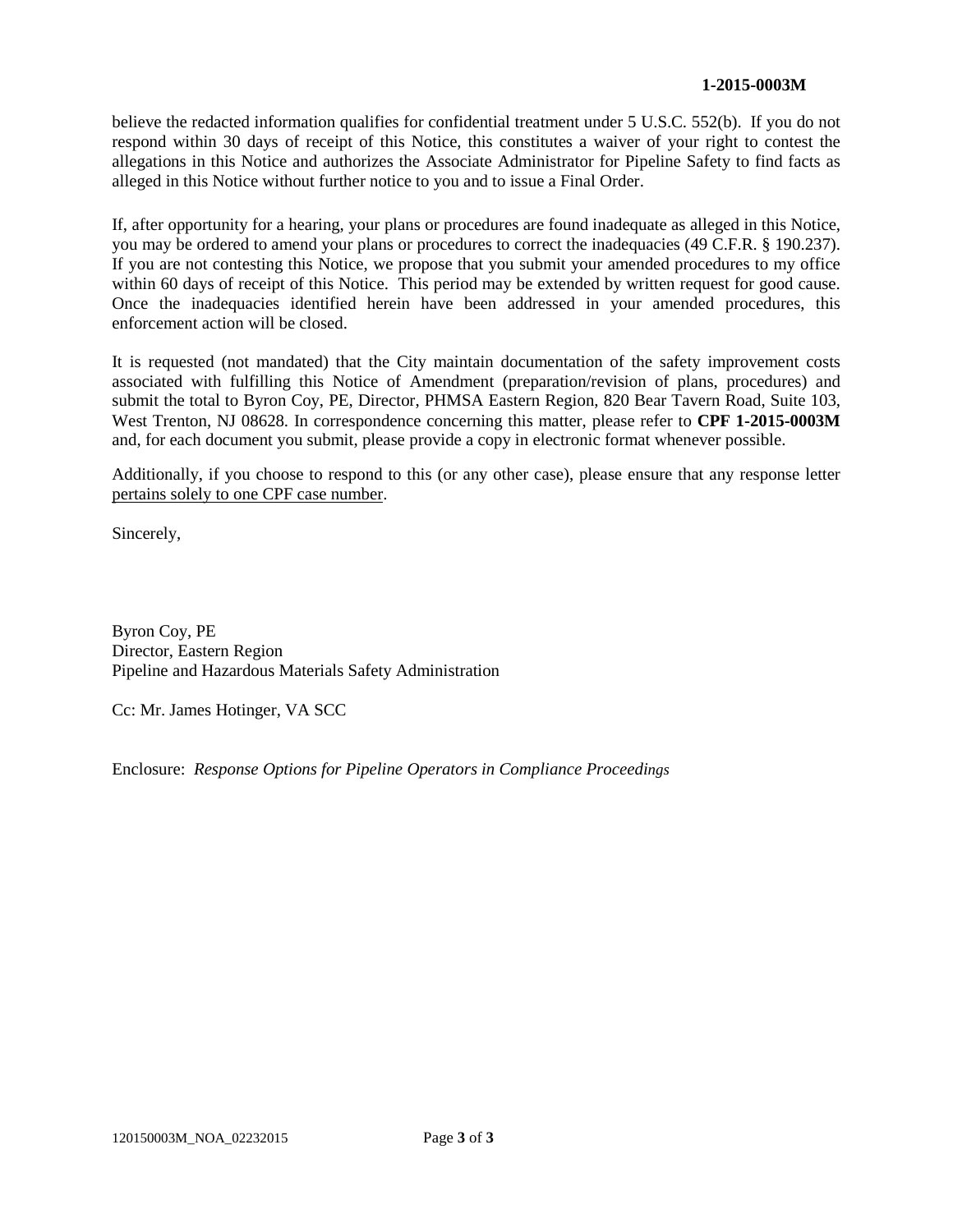believe the redacted information qualifies for confidential treatment under 5 U.S.C. 552(b). If you do not respond within 30 days of receipt of this Notice, this constitutes a waiver of your right to contest the allegations in this Notice and authorizes the Associate Administrator for Pipeline Safety to find facts as alleged in this Notice without further notice to you and to issue a Final Order.

If, after opportunity for a hearing, your plans or procedures are found inadequate as alleged in this Notice, you may be ordered to amend your plans or procedures to correct the inadequacies (49 C.F.R. § 190.237). If you are not contesting this Notice, we propose that you submit your amended procedures to my office within 60 days of receipt of this Notice. This period may be extended by written request for good cause. Once the inadequacies identified herein have been addressed in your amended procedures, this enforcement action will be closed.

It is requested (not mandated) that the City maintain documentation of the safety improvement costs associated with fulfilling this Notice of Amendment (preparation/revision of plans, procedures) and submit the total to Byron Coy, PE, Director, PHMSA Eastern Region, 820 Bear Tavern Road, Suite 103, West Trenton, NJ 08628. In correspondence concerning this matter, please refer to **CPF 1-2015-0003M** and, for each document you submit, please provide a copy in electronic format whenever possible.

Additionally, if you choose to respond to this (or any other case), please ensure that any response letter pertains solely to one CPF case number.

Sincerely,

Byron Coy, PE
Director, Eastern Region
Pipeline and Hazardous Materials Safety Administration

Cc: Mr. James Hotinger, VA SCC

Enclosure: *Response Options for Pipeline Operators in Compliance Proceedings*